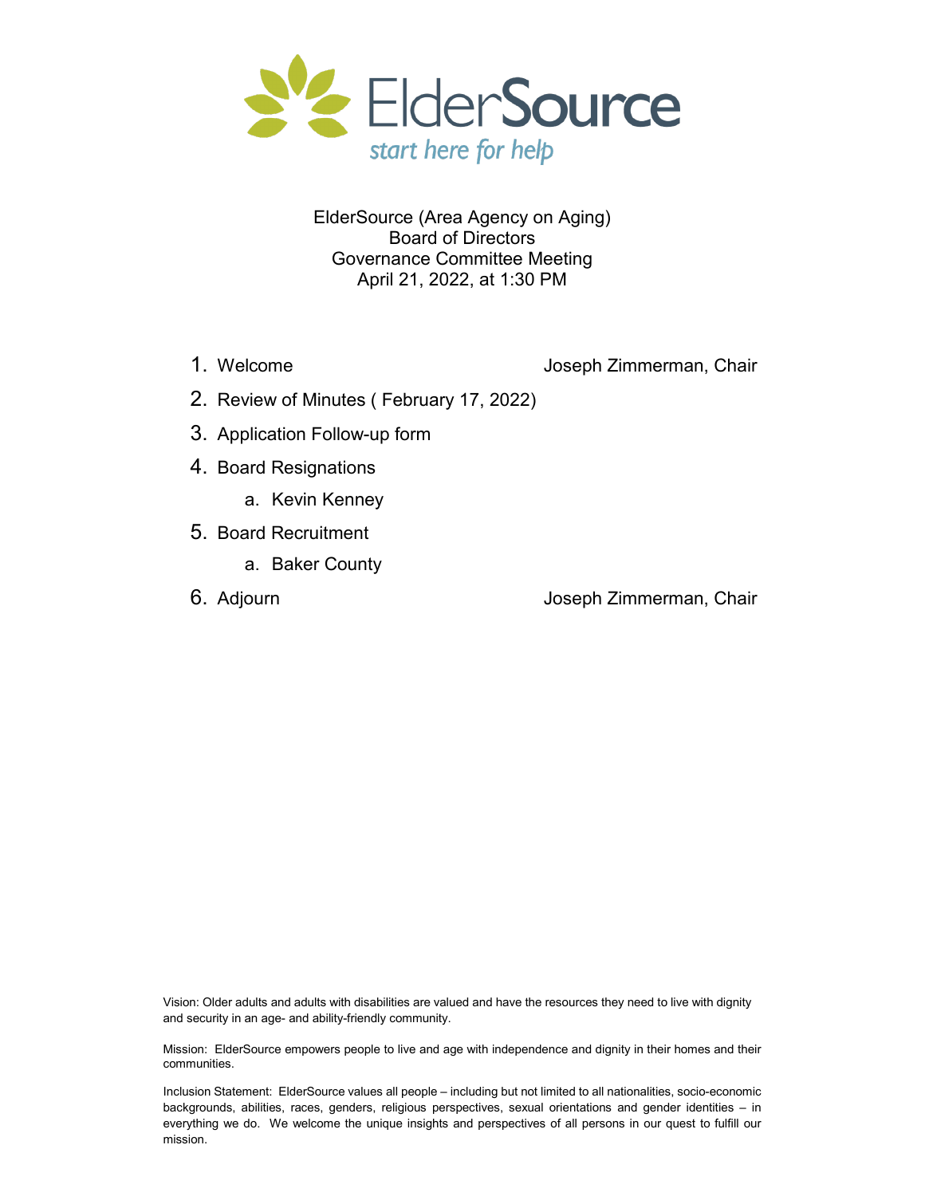ElderSource

*start here for help*

ElderSource (Area Agency on Aging)
Board of Directors
Governance Committee Meeting
April 21, 2022, at 1:30 PM

1. Welcome — Joseph Zimmerman, Chair
2. Review of Minutes ( February 17, 2022)
3. Application Follow-up form
4. Board Resignations
   a. Kevin Kenney
5. Board Recruitment
   a. Baker County
6. Adjourn — Joseph Zimmerman, Chair

Vision: Older adults and adults with disabilities are valued and have the resources they need to live with dignity and security in an age- and ability-friendly community.

Mission: ElderSource empowers people to live and age with independence and dignity in their homes and their communities.

Inclusion Statement: ElderSource values all people – including but not limited to all nationalities, socio-economic backgrounds, abilities, races, genders, religious perspectives, sexual orientations and gender identities – in everything we do. We welcome the unique insights and perspectives of all persons in our quest to fulfill our mission.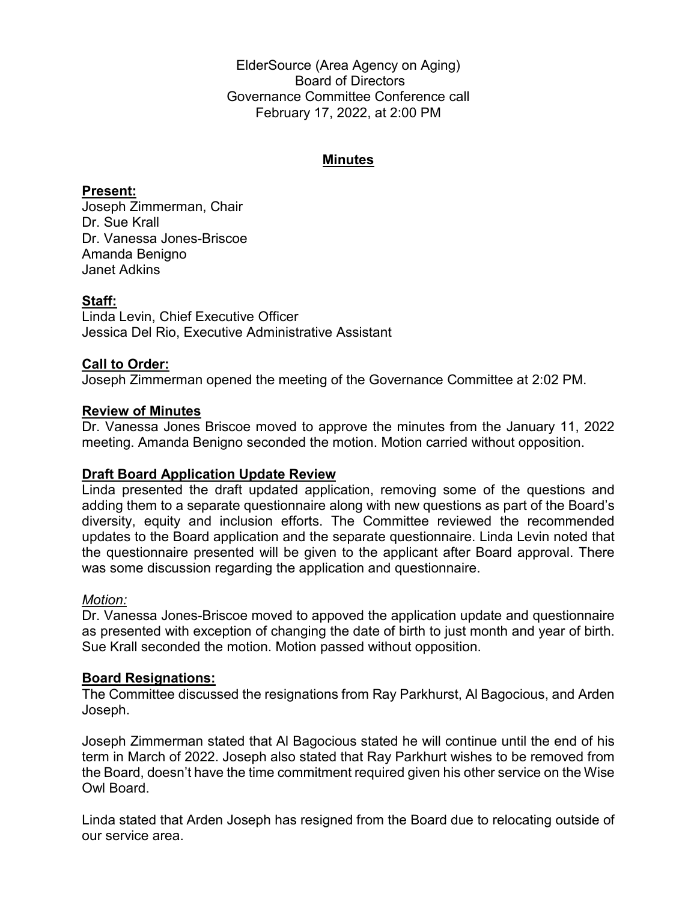ElderSource (Area Agency on Aging)
Board of Directors
Governance Committee Conference call
February 17, 2022, at 2:00 PM

## Minutes

**Present:**
Joseph Zimmerman, Chair
Dr. Sue Krall
Dr. Vanessa Jones-Briscoe
Amanda Benigno
Janet Adkins

**Staff:**
Linda Levin, Chief Executive Officer
Jessica Del Rio, Executive Administrative Assistant

**Call to Order:**
Joseph Zimmerman opened the meeting of the Governance Committee at 2:02 PM.

**Review of Minutes**
Dr. Vanessa Jones Briscoe moved to approve the minutes from the January 11, 2022 meeting. Amanda Benigno seconded the motion. Motion carried without opposition.

**Draft Board Application Update Review**
Linda presented the draft updated application, removing some of the questions and adding them to a separate questionnaire along with new questions as part of the Board's diversity, equity and inclusion efforts. The Committee reviewed the recommended updates to the Board application and the separate questionnaire. Linda Levin noted that the questionnaire presented will be given to the applicant after Board approval. There was some discussion regarding the application and questionnaire.

*Motion:*
Dr. Vanessa Jones-Briscoe moved to appoved the application update and questionnaire as presented with exception of changing the date of birth to just month and year of birth. Sue Krall seconded the motion. Motion passed without opposition.

**Board Resignations:**
The Committee discussed the resignations from Ray Parkhurst, Al Bagocious, and Arden Joseph.

Joseph Zimmerman stated that Al Bagocious stated he will continue until the end of his term in March of 2022. Joseph also stated that Ray Parkhurt wishes to be removed from the Board, doesn't have the time commitment required given his other service on the Wise Owl Board.

Linda stated that Arden Joseph has resigned from the Board due to relocating outside of our service area.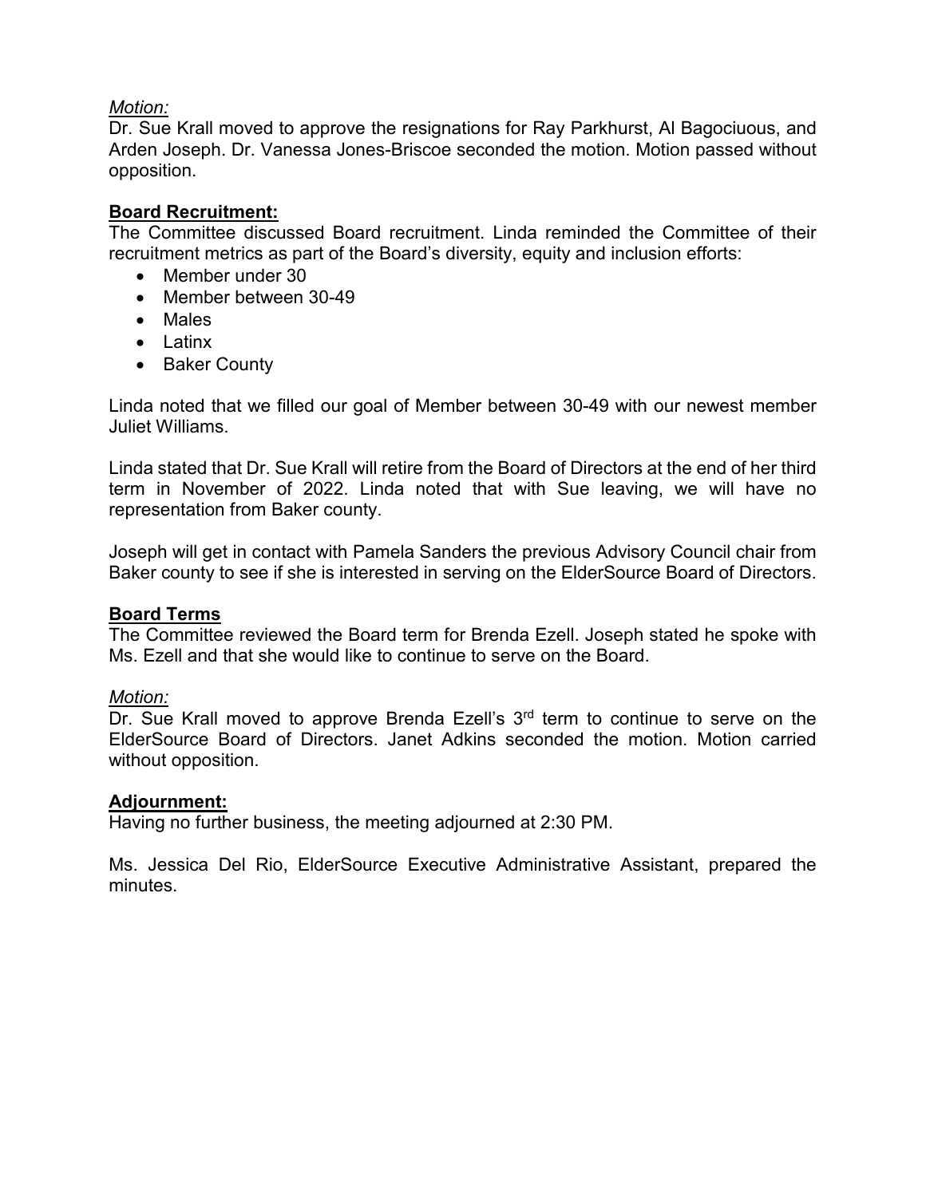*Motion:*
Dr. Sue Krall moved to approve the resignations for Ray Parkhurst, Al Bagociuous, and Arden Joseph. Dr. Vanessa Jones-Briscoe seconded the motion. Motion passed without opposition.

**Board Recruitment:**
The Committee discussed Board recruitment. Linda reminded the Committee of their recruitment metrics as part of the Board's diversity, equity and inclusion efforts:

- Member under 30
- Member between 30-49
- Males
- Latinx
- Baker County

Linda noted that we filled our goal of Member between 30-49 with our newest member Juliet Williams.

Linda stated that Dr. Sue Krall will retire from the Board of Directors at the end of her third term in November of 2022. Linda noted that with Sue leaving, we will have no representation from Baker county.

Joseph will get in contact with Pamela Sanders the previous Advisory Council chair from Baker county to see if she is interested in serving on the ElderSource Board of Directors.

**Board Terms**
The Committee reviewed the Board term for Brenda Ezell. Joseph stated he spoke with Ms. Ezell and that she would like to continue to serve on the Board.

*Motion:*
Dr. Sue Krall moved to approve Brenda Ezell's 3rd term to continue to serve on the ElderSource Board of Directors. Janet Adkins seconded the motion. Motion carried without opposition.

**Adjournment:**
Having no further business, the meeting adjourned at 2:30 PM.

Ms. Jessica Del Rio, ElderSource Executive Administrative Assistant, prepared the minutes.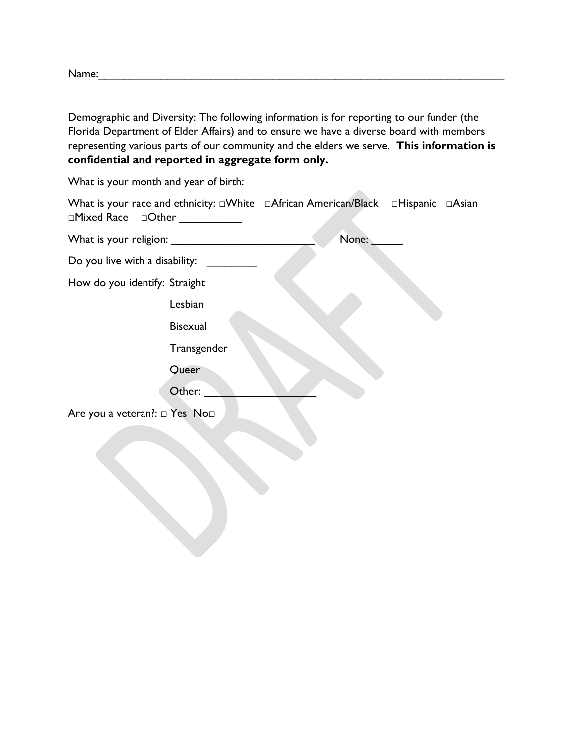Name:______________________________________________________________________

Demographic and Diversity: The following information is for reporting to our funder (the Florida Department of Elder Affairs) and to ensure we have a diverse board with members representing various parts of our community and the elders we serve. **This information is confidential and reported in aggregate form only.**

What is your month and year of birth: ________________________

What is your race and ethnicity: □White □African American/Black □Hispanic □Asian □Mixed Race □Other __________

What is your religion: ________________________ None: _____

Do you live with a disability: ________

How do you identify: Straight

Lesbian

Bisexual

Transgender

Queer

Other: __________________

Are you a veteran?: □ Yes No□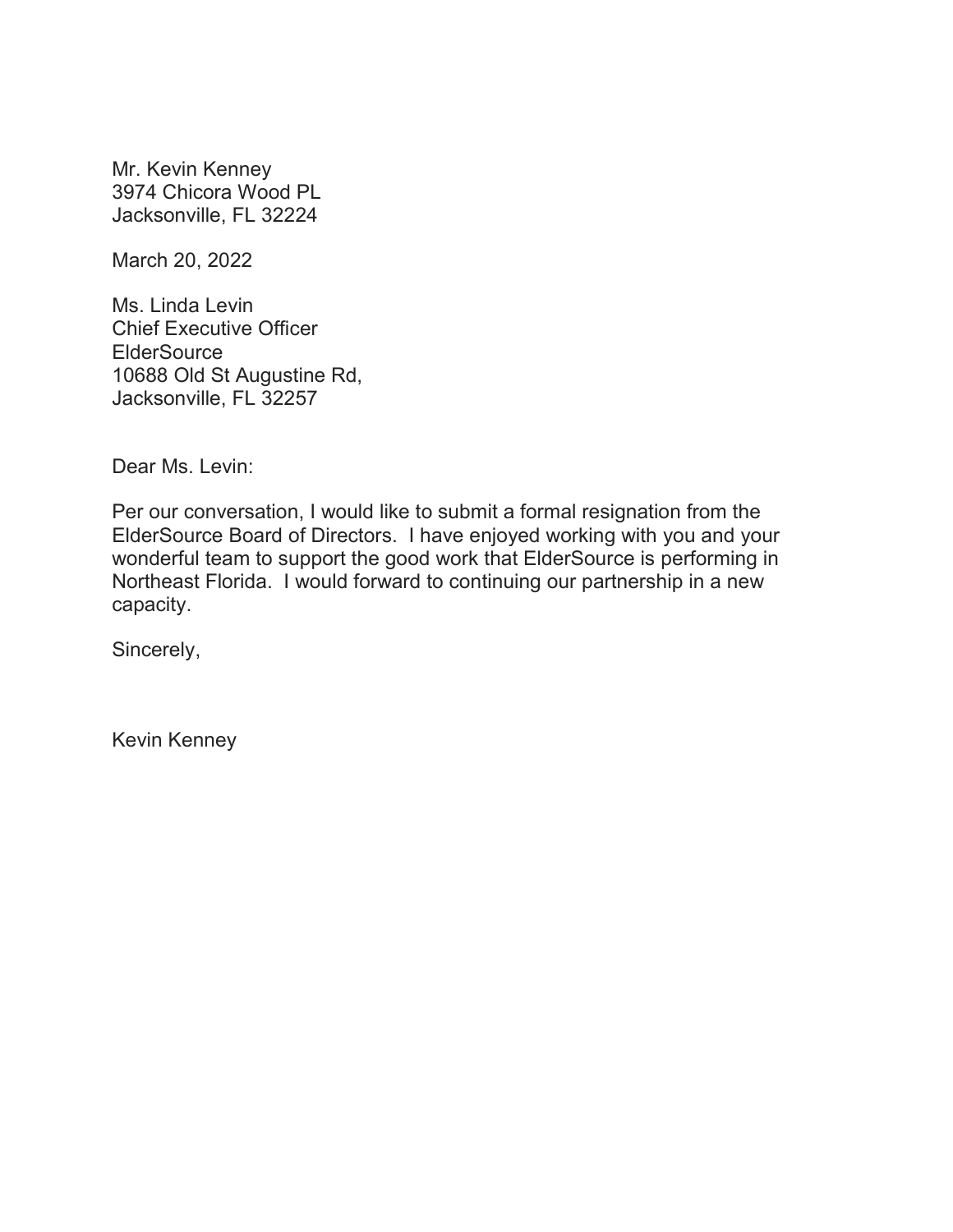Mr. Kevin Kenney
3974 Chicora Wood PL
Jacksonville, FL 32224

March 20, 2022

Ms. Linda Levin
Chief Executive Officer
ElderSource
10688 Old St Augustine Rd,
Jacksonville, FL 32257

Dear Ms. Levin:

Per our conversation, I would like to submit a formal resignation from the ElderSource Board of Directors. I have enjoyed working with you and your wonderful team to support the good work that ElderSource is performing in Northeast Florida. I would forward to continuing our partnership in a new capacity.

Sincerely,

Kevin Kenney